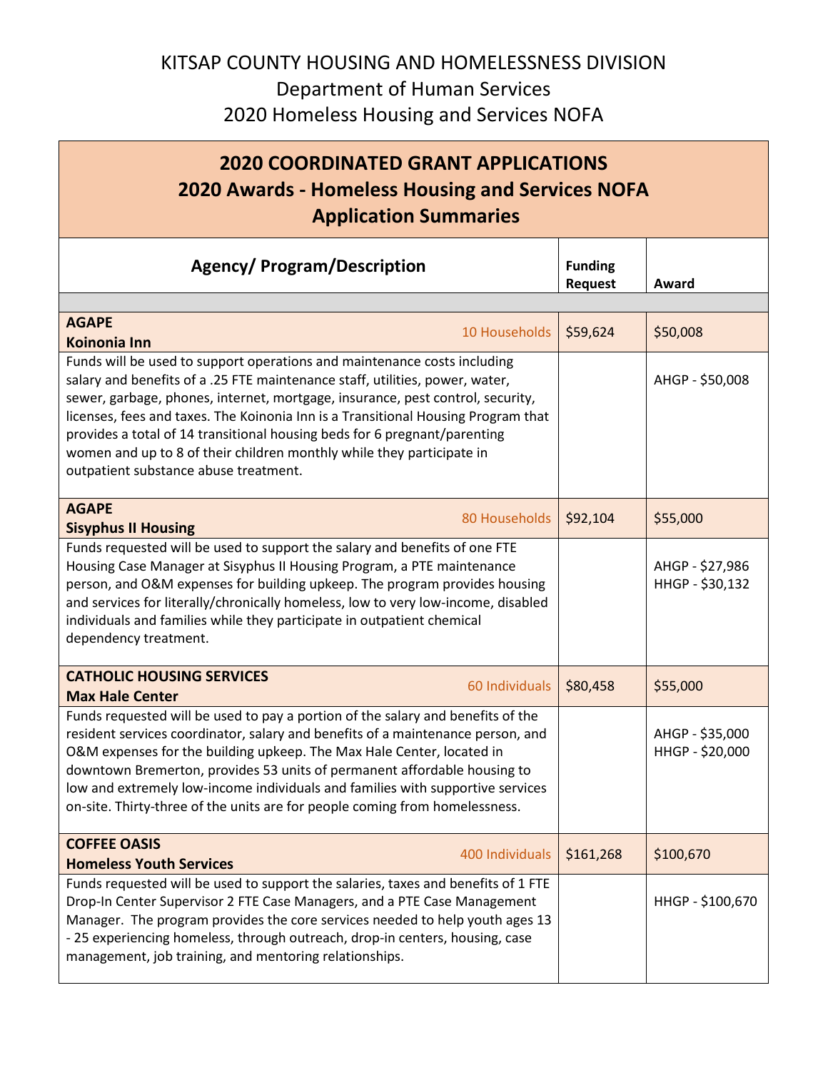# KITSAP COUNTY HOUSING AND HOMELESSNESS DIVISION

## Department of Human Services

## 2020 Homeless Housing and Services NOFA

## 2020 COORDINATED GRANT APPLICATIONS
## 2020 Awards - Homeless Housing and Services NOFA
## Application Summaries

| Agency/ Program/Description | Funding Request | Award |
|---|---|---|
| | | |
| **AGAPE** **Koinonia Inn** 10 Households | $59,624 | $50,008 |
| Funds will be used to support operations and maintenance costs including salary and benefits of a .25 FTE maintenance staff, utilities, power, water, sewer, garbage, phones, internet, mortgage, insurance, pest control, security, licenses, fees and taxes. The Koinonia Inn is a Transitional Housing Program that provides a total of 14 transitional housing beds for 6 pregnant/parenting women and up to 8 of their children monthly while they participate in outpatient substance abuse treatment. | | AHGP - $50,008 |
| **AGAPE** **Sisyphus II Housing** 80 Households | $92,104 | $55,000 |
| Funds requested will be used to support the salary and benefits of one FTE Housing Case Manager at Sisyphus II Housing Program, a PTE maintenance person, and O&M expenses for building upkeep. The program provides housing and services for literally/chronically homeless, low to very low-income, disabled individuals and families while they participate in outpatient chemical dependency treatment. | | AHGP - $27,986 HHGP - $30,132 |
| **CATHOLIC HOUSING SERVICES** **Max Hale Center** 60 Individuals | $80,458 | $55,000 |
| Funds requested will be used to pay a portion of the salary and benefits of the resident services coordinator, salary and benefits of a maintenance person, and O&M expenses for the building upkeep. The Max Hale Center, located in downtown Bremerton, provides 53 units of permanent affordable housing to low and extremely low-income individuals and families with supportive services on-site. Thirty-three of the units are for people coming from homelessness. | | AHGP - $35,000 HHGP - $20,000 |
| **COFFEE OASIS** **Homeless Youth Services** 400 Individuals | $161,268 | $100,670 |
| Funds requested will be used to support the salaries, taxes and benefits of 1 FTE Drop-In Center Supervisor 2 FTE Case Managers, and a PTE Case Management Manager. The program provides the core services needed to help youth ages 13 - 25 experiencing homeless, through outreach, drop-in centers, housing, case management, job training, and mentoring relationships. | | HHGP - $100,670 |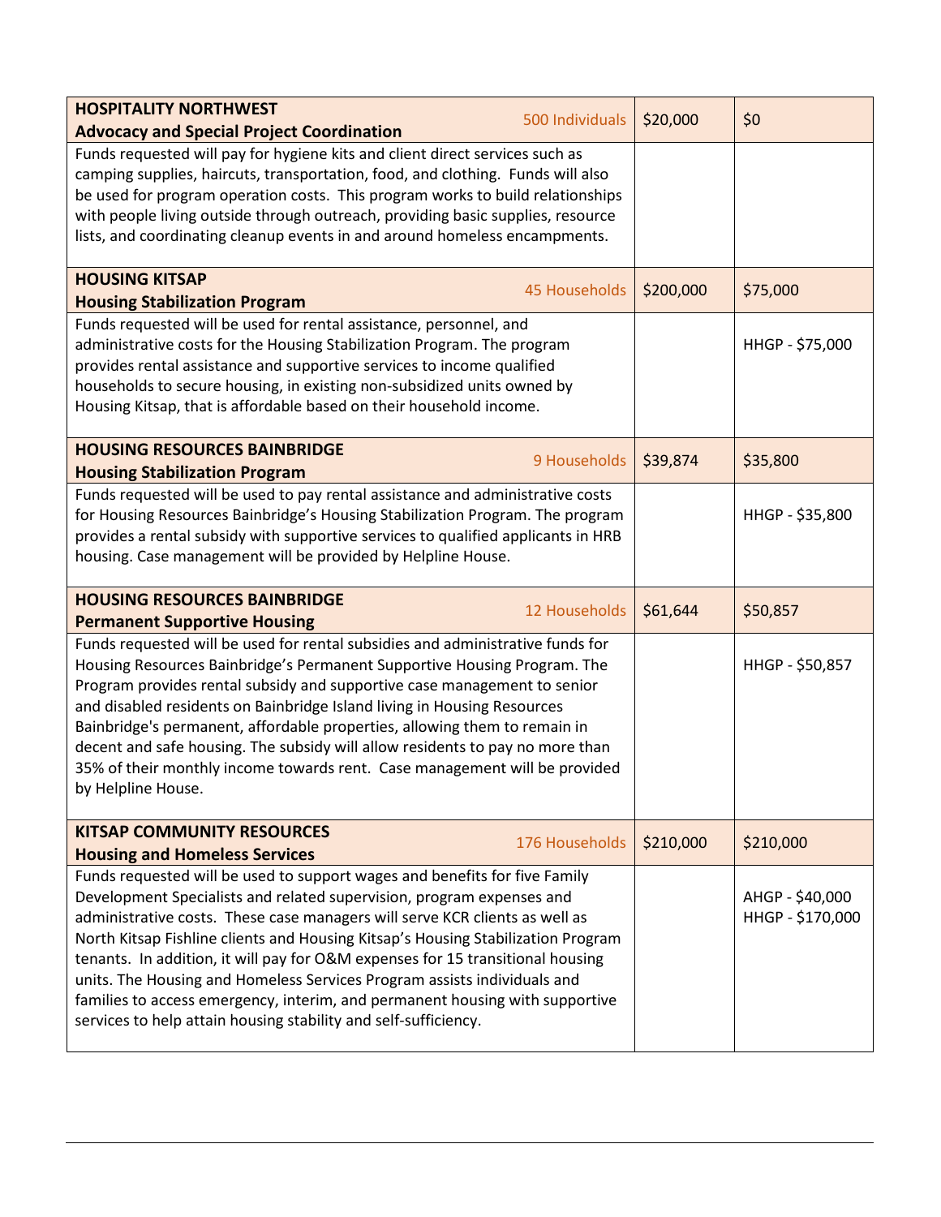| | | | |
|---|---|---|---|
| **HOSPITALITY NORTHWEST**<br>**Advocacy and Special Project Coordination** | 500 Individuals | $20,000 | $0 |
| Funds requested will pay for hygiene kits and client direct services such as camping supplies, haircuts, transportation, food, and clothing. Funds will also be used for program operation costs. This program works to build relationships with people living outside through outreach, providing basic supplies, resource lists, and coordinating cleanup events in and around homeless encampments. | | | |
| **HOUSING KITSAP**<br>**Housing Stabilization Program** | 45 Households | $200,000 | $75,000 |
| Funds requested will be used for rental assistance, personnel, and administrative costs for the Housing Stabilization Program. The program provides rental assistance and supportive services to income qualified households to secure housing, in existing non-subsidized units owned by Housing Kitsap, that is affordable based on their household income. | | | HHGP - $75,000 |
| **HOUSING RESOURCES BAINBRIDGE**<br>**Housing Stabilization Program** | 9 Households | $39,874 | $35,800 |
| Funds requested will be used to pay rental assistance and administrative costs for Housing Resources Bainbridge's Housing Stabilization Program. The program provides a rental subsidy with supportive services to qualified applicants in HRB housing. Case management will be provided by Helpline House. | | | HHGP - $35,800 |
| **HOUSING RESOURCES BAINBRIDGE**<br>**Permanent Supportive Housing** | 12 Households | $61,644 | $50,857 |
| Funds requested will be used for rental subsidies and administrative funds for Housing Resources Bainbridge's Permanent Supportive Housing Program. The Program provides rental subsidy and supportive case management to senior and disabled residents on Bainbridge Island living in Housing Resources Bainbridge's permanent, affordable properties, allowing them to remain in decent and safe housing. The subsidy will allow residents to pay no more than 35% of their monthly income towards rent. Case management will be provided by Helpline House. | | | HHGP - $50,857 |
| **KITSAP COMMUNITY RESOURCES**<br>**Housing and Homeless Services** | 176 Households | $210,000 | $210,000 |
| Funds requested will be used to support wages and benefits for five Family Development Specialists and related supervision, program expenses and administrative costs. These case managers will serve KCR clients as well as North Kitsap Fishline clients and Housing Kitsap's Housing Stabilization Program tenants. In addition, it will pay for O&M expenses for 15 transitional housing units. The Housing and Homeless Services Program assists individuals and families to access emergency, interim, and permanent housing with supportive services to help attain housing stability and self-sufficiency. | | | AHGP - $40,000<br>HHGP - $170,000 |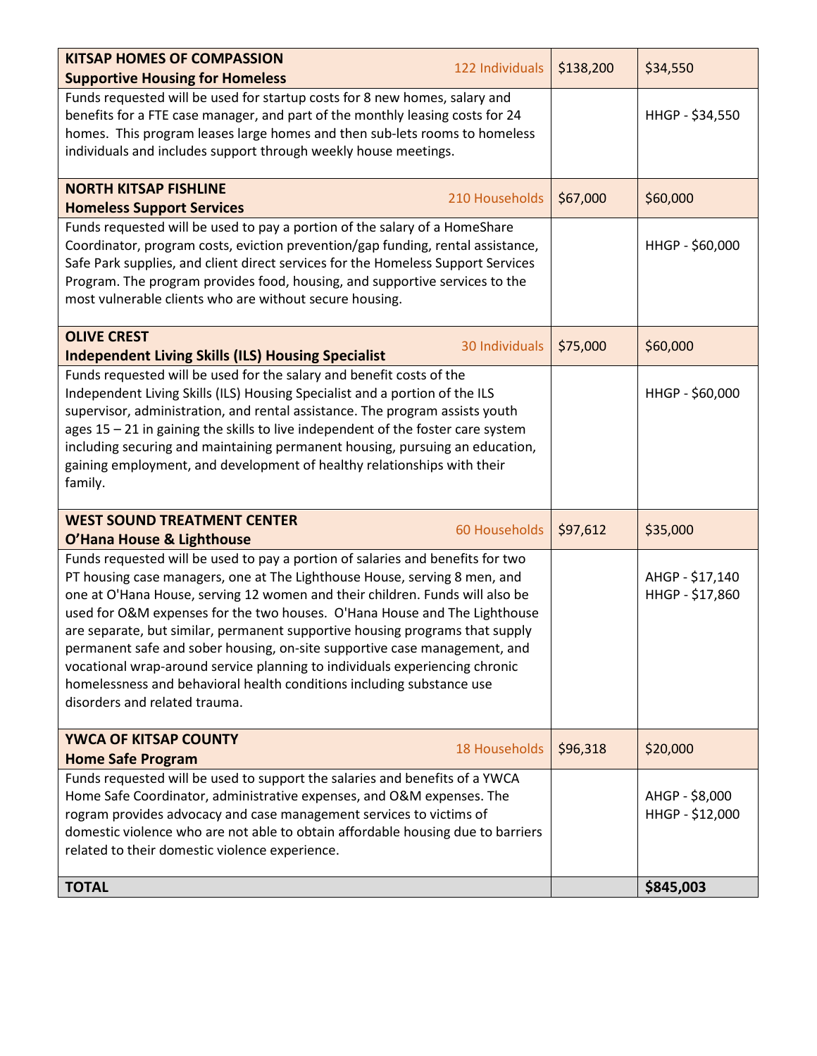| | | | |
|---|---|---|---|
| **KITSAP HOMES OF COMPASSION**<br>**Supportive Housing for Homeless** | 122 Individuals | $138,200 | $34,550 |
| Funds requested will be used for startup costs for 8 new homes, salary and benefits for a FTE case manager, and part of the monthly leasing costs for 24 homes. This program leases large homes and then sub-lets rooms to homeless individuals and includes support through weekly house meetings. | | | HHGP - $34,550 |
| **NORTH KITSAP FISHLINE**<br>**Homeless Support Services** | 210 Households | $67,000 | $60,000 |
| Funds requested will be used to pay a portion of the salary of a HomeShare Coordinator, program costs, eviction prevention/gap funding, rental assistance, Safe Park supplies, and client direct services for the Homeless Support Services Program. The program provides food, housing, and supportive services to the most vulnerable clients who are without secure housing. | | | HHGP - $60,000 |
| **OLIVE CREST**<br>**Independent Living Skills (ILS) Housing Specialist** | 30 Individuals | $75,000 | $60,000 |
| Funds requested will be used for the salary and benefit costs of the Independent Living Skills (ILS) Housing Specialist and a portion of the ILS supervisor, administration, and rental assistance. The program assists youth ages 15 – 21 in gaining the skills to live independent of the foster care system including securing and maintaining permanent housing, pursuing an education, gaining employment, and development of healthy relationships with their family. | | | HHGP - $60,000 |
| **WEST SOUND TREATMENT CENTER**<br>**O'Hana House & Lighthouse** | 60 Households | $97,612 | $35,000 |
| Funds requested will be used to pay a portion of salaries and benefits for two PT housing case managers, one at The Lighthouse House, serving 8 men, and one at O'Hana House, serving 12 women and their children. Funds will also be used for O&M expenses for the two houses. O'Hana House and The Lighthouse are separate, but similar, permanent supportive housing programs that supply permanent safe and sober housing, on-site supportive case management, and vocational wrap-around service planning to individuals experiencing chronic homelessness and behavioral health conditions including substance use disorders and related trauma. | | | AHGP - $17,140<br>HHGP - $17,860 |
| **YWCA OF KITSAP COUNTY**<br>**Home Safe Program** | 18 Households | $96,318 | $20,000 |
| Funds requested will be used to support the salaries and benefits of a YWCA Home Safe Coordinator, administrative expenses, and O&M expenses. The rogram provides advocacy and case management services to victims of domestic violence who are not able to obtain affordable housing due to barriers related to their domestic violence experience. | | | AHGP - $8,000<br>HHGP - $12,000 |
| **TOTAL** | | | **$845,003** |